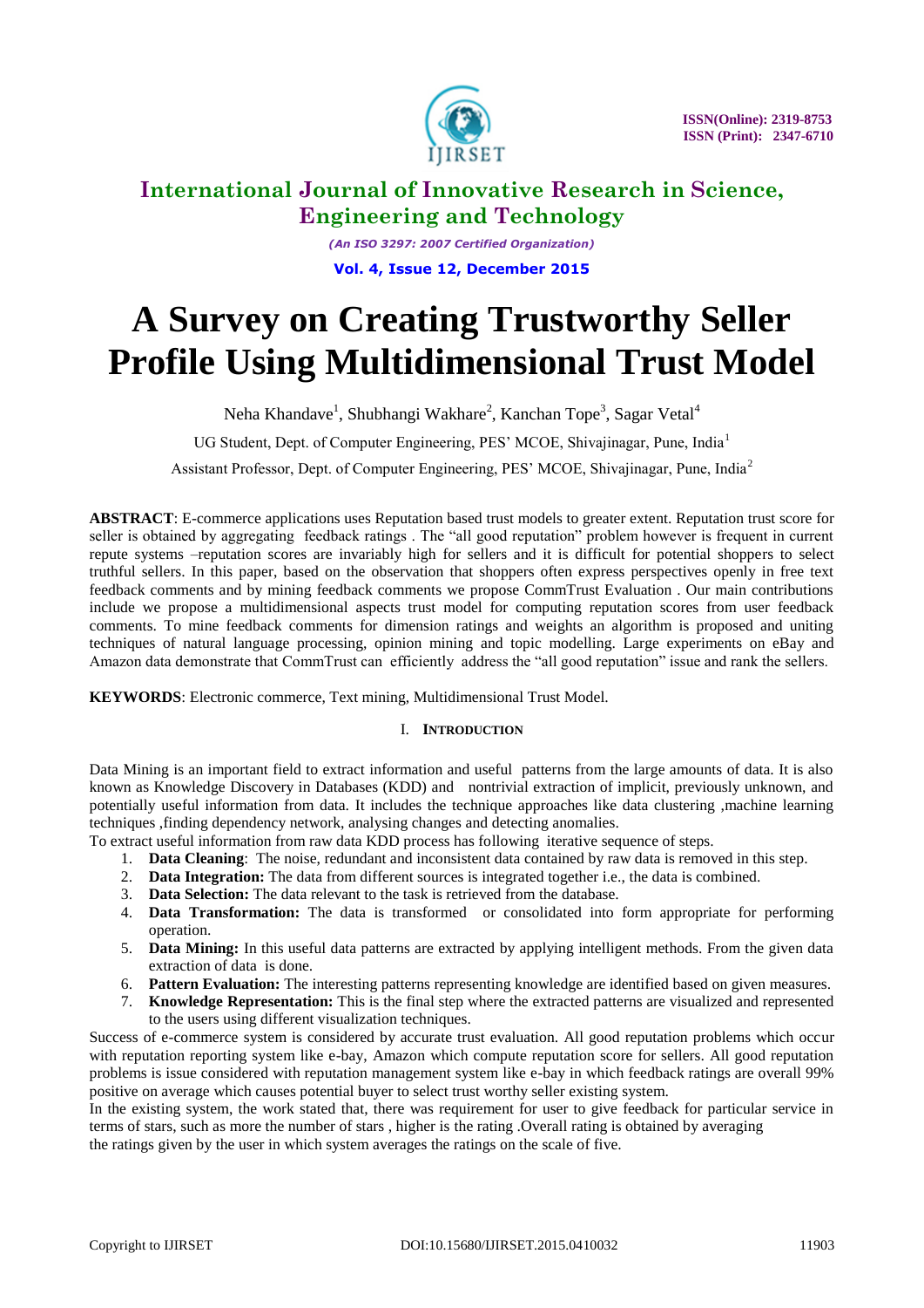ISSN(Online): 2319-8753
ISSN (Print): 2347-6710

# International Journal of Innovative Research in Science, Engineering and Technology

*(An ISO 3297: 2007 Certified Organization)*

**Vol. 4, Issue 12, December 2015**

# A Survey on Creating Trustworthy Seller Profile Using Multidimensional Trust Model

Neha Khandave[1], Shubhangi Wakhare[2], Kanchan Tope[3], Sagar Vetal[4]

UG Student, Dept. of Computer Engineering, PES' MCOE, Shivajinagar, Pune, India[1]

Assistant Professor, Dept. of Computer Engineering, PES' MCOE, Shivajinagar, Pune, India[2]

**ABSTRACT**: E-commerce applications uses Reputation based trust models to greater extent. Reputation trust score for seller is obtained by aggregating feedback ratings . The "all good reputation" problem however is frequent in current repute systems –reputation scores are invariably high for sellers and it is difficult for potential shoppers to select truthful sellers. In this paper, based on the observation that shoppers often express perspectives openly in free text feedback comments and by mining feedback comments we propose CommTrust Evaluation . Our main contributions include we propose a multidimensional aspects trust model for computing reputation scores from user feedback comments. To mine feedback comments for dimension ratings and weights an algorithm is proposed and uniting techniques of natural language processing, opinion mining and topic modelling. Large experiments on eBay and Amazon data demonstrate that CommTrust can efficiently address the "all good reputation" issue and rank the sellers.

**KEYWORDS**: Electronic commerce, Text mining, Multidimensional Trust Model.

## I. INTRODUCTION

Data Mining is an important field to extract information and useful patterns from the large amounts of data. It is also known as Knowledge Discovery in Databases (KDD) and nontrivial extraction of implicit, previously unknown, and potentially useful information from data. It includes the technique approaches like data clustering ,machine learning techniques ,finding dependency network, analysing changes and detecting anomalies.

To extract useful information from raw data KDD process has following iterative sequence of steps.

1. **Data Cleaning**: The noise, redundant and inconsistent data contained by raw data is removed in this step.
2. **Data Integration:** The data from different sources is integrated together i.e., the data is combined.
3. **Data Selection:** The data relevant to the task is retrieved from the database.
4. **Data Transformation:** The data is transformed or consolidated into form appropriate for performing operation.
5. **Data Mining:** In this useful data patterns are extracted by applying intelligent methods. From the given data extraction of data is done.
6. **Pattern Evaluation:** The interesting patterns representing knowledge are identified based on given measures.
7. **Knowledge Representation:** This is the final step where the extracted patterns are visualized and represented to the users using different visualization techniques.

Success of e-commerce system is considered by accurate trust evaluation. All good reputation problems which occur with reputation reporting system like e-bay, Amazon which compute reputation score for sellers. All good reputation problems is issue considered with reputation management system like e-bay in which feedback ratings are overall 99% positive on average which causes potential buyer to select trust worthy seller existing system.

In the existing system, the work stated that, there was requirement for user to give feedback for particular service in terms of stars, such as more the number of stars , higher is the rating .Overall rating is obtained by averaging the ratings given by the user in which system averages the ratings on the scale of five.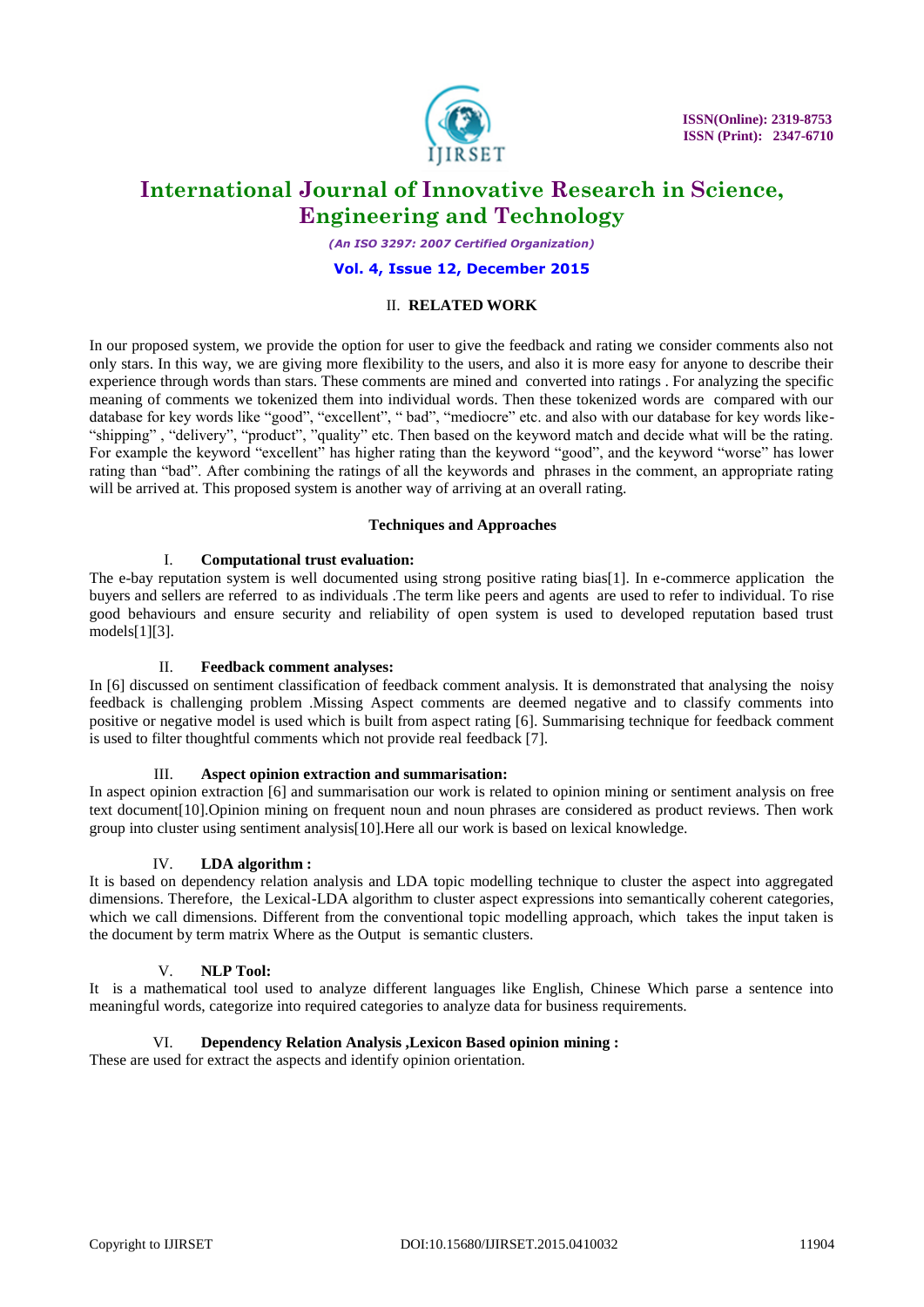## II. RELATED WORK

In our proposed system, we provide the option for user to give the feedback and rating we consider comments also not only stars. In this way, we are giving more flexibility to the users, and also it is more easy for anyone to describe their experience through words than stars. These comments are mined and converted into ratings . For analyzing the specific meaning of comments we tokenized them into individual words. Then these tokenized words are compared with our database for key words like "good", "excellent", " bad", "mediocre" etc. and also with our database for key words like- "shipping" , "delivery", "product", "quality" etc. Then based on the keyword match and decide what will be the rating. For example the keyword "excellent" has higher rating than the keyword "good", and the keyword "worse" has lower rating than "bad". After combining the ratings of all the keywords and phrases in the comment, an appropriate rating will be arrived at. This proposed system is another way of arriving at an overall rating.

### Techniques and Approaches

#### I. Computational trust evaluation:

The e-bay reputation system is well documented using strong positive rating bias[1]. In e-commerce application the buyers and sellers are referred to as individuals .The term like peers and agents are used to refer to individual. To rise good behaviours and ensure security and reliability of open system is used to developed reputation based trust models[1][3].

#### II. Feedback comment analyses:

In [6] discussed on sentiment classification of feedback comment analysis. It is demonstrated that analysing the noisy feedback is challenging problem .Missing Aspect comments are deemed negative and to classify comments into positive or negative model is used which is built from aspect rating [6]. Summarising technique for feedback comment is used to filter thoughtful comments which not provide real feedback [7].

#### III. Aspect opinion extraction and summarisation:

In aspect opinion extraction [6] and summarisation our work is related to opinion mining or sentiment analysis on free text document[10].Opinion mining on frequent noun and noun phrases are considered as product reviews. Then work group into cluster using sentiment analysis[10].Here all our work is based on lexical knowledge.

#### IV. LDA algorithm :

It is based on dependency relation analysis and LDA topic modelling technique to cluster the aspect into aggregated dimensions. Therefore, the Lexical-LDA algorithm to cluster aspect expressions into semantically coherent categories, which we call dimensions. Different from the conventional topic modelling approach, which takes the input taken is the document by term matrix Where as the Output is semantic clusters.

#### V. NLP Tool:

It is a mathematical tool used to analyze different languages like English, Chinese Which parse a sentence into meaningful words, categorize into required categories to analyze data for business requirements.

#### VI. Dependency Relation Analysis ,Lexicon Based opinion mining :

These are used for extract the aspects and identify opinion orientation.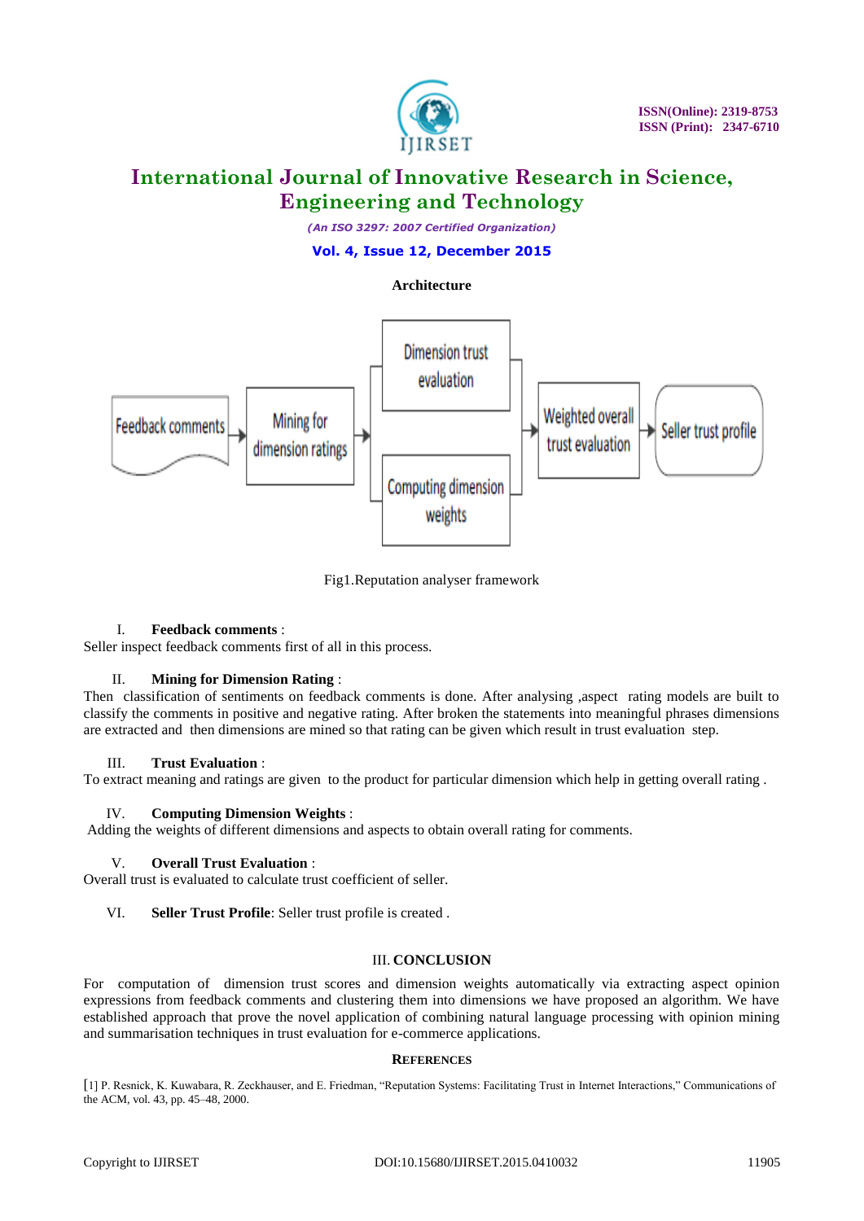**Architecture**

Fig1.Reputation analyser framework

I. **Feedback comments** :
Seller inspect feedback comments first of all in this process.

II. **Mining for Dimension Rating** :
Then classification of sentiments on feedback comments is done. After analysing ,aspect rating models are built to classify the comments in positive and negative rating. After broken the statements into meaningful phrases dimensions are extracted and then dimensions are mined so that rating can be given which result in trust evaluation step.

III. **Trust Evaluation** :
To extract meaning and ratings are given to the product for particular dimension which help in getting overall rating .

IV. **Computing Dimension Weights** :
Adding the weights of different dimensions and aspects to obtain overall rating for comments.

V. **Overall Trust Evaluation** :
Overall trust is evaluated to calculate trust coefficient of seller.

VI. **Seller Trust Profile**: Seller trust profile is created .

## III. CONCLUSION

For computation of dimension trust scores and dimension weights automatically via extracting aspect opinion expressions from feedback comments and clustering them into dimensions we have proposed an algorithm. We have established approach that prove the novel application of combining natural language processing with opinion mining and summarisation techniques in trust evaluation for e-commerce applications.

## REFERENCES

[1] P. Resnick, K. Kuwabara, R. Zeckhauser, and E. Friedman, "Reputation Systems: Facilitating Trust in Internet Interactions," Communications of the ACM, vol. 43, pp. 45–48, 2000.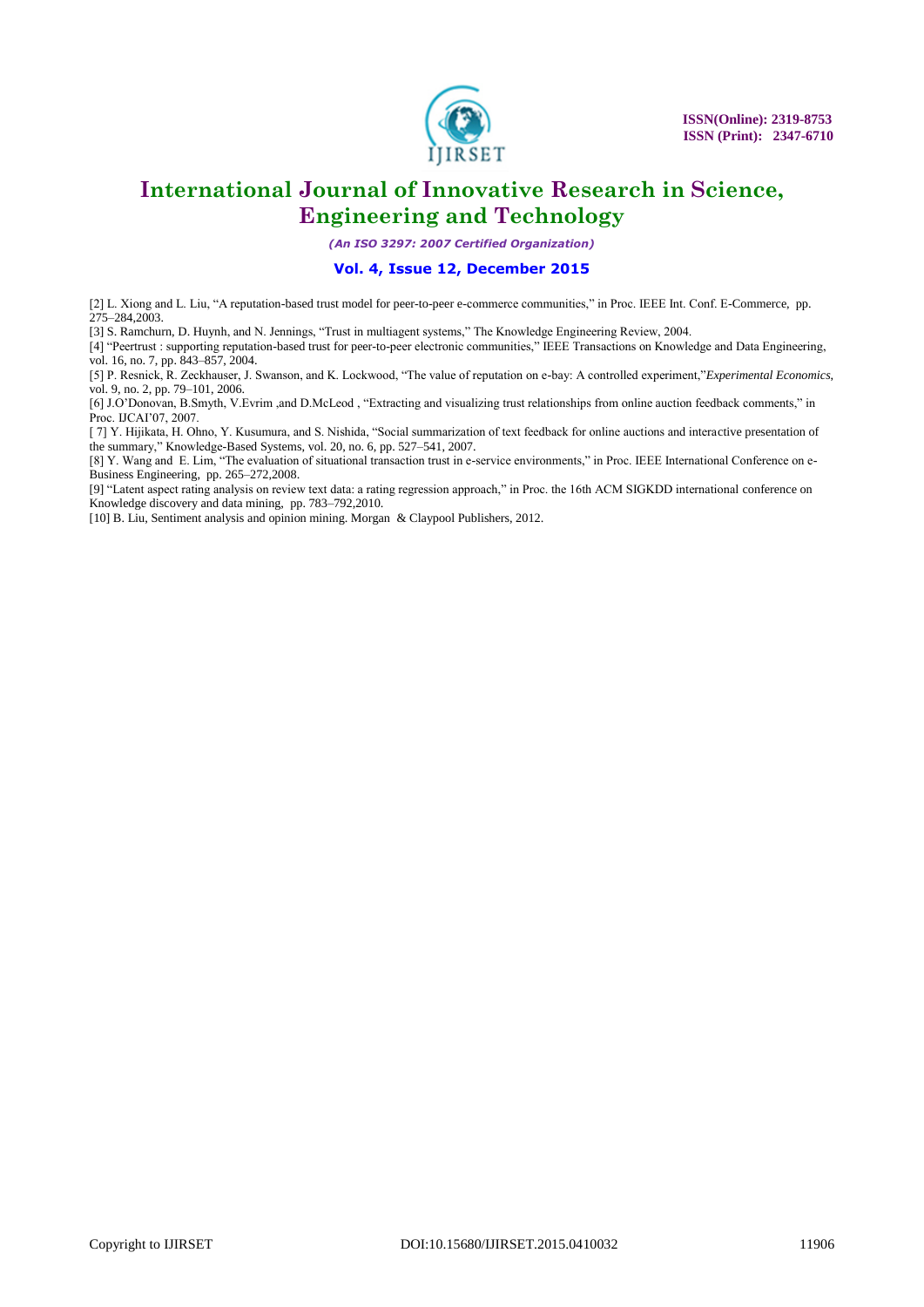[2] L. Xiong and L. Liu, "A reputation-based trust model for peer-to-peer e-commerce communities," in Proc. IEEE Int. Conf. E-Commerce, pp. 275–284,2003.

[3] S. Ramchurn, D. Huynh, and N. Jennings, "Trust in multiagent systems," The Knowledge Engineering Review, 2004.

[4] "Peertrust : supporting reputation-based trust for peer-to-peer electronic communities," IEEE Transactions on Knowledge and Data Engineering, vol. 16, no. 7, pp. 843–857, 2004.

[5] P. Resnick, R. Zeckhauser, J. Swanson, and K. Lockwood, "The value of reputation on e-bay: A controlled experiment,"*Experimental Economics*, vol. 9, no. 2, pp. 79–101, 2006.

[6] J.O'Donovan, B.Smyth, V.Evrim ,and D.McLeod , "Extracting and visualizing trust relationships from online auction feedback comments," in Proc. IJCAI'07, 2007.

[ 7] Y. Hijikata, H. Ohno, Y. Kusumura, and S. Nishida, "Social summarization of text feedback for online auctions and interactive presentation of the summary," Knowledge-Based Systems, vol. 20, no. 6, pp. 527–541, 2007.

[8] Y. Wang and E. Lim, "The evaluation of situational transaction trust in e-service environments," in Proc. IEEE International Conference on e-Business Engineering, pp. 265–272,2008.

[9] "Latent aspect rating analysis on review text data: a rating regression approach," in Proc. the 16th ACM SIGKDD international conference on Knowledge discovery and data mining, pp. 783–792,2010.

[10] B. Liu, Sentiment analysis and opinion mining. Morgan & Claypool Publishers, 2012.